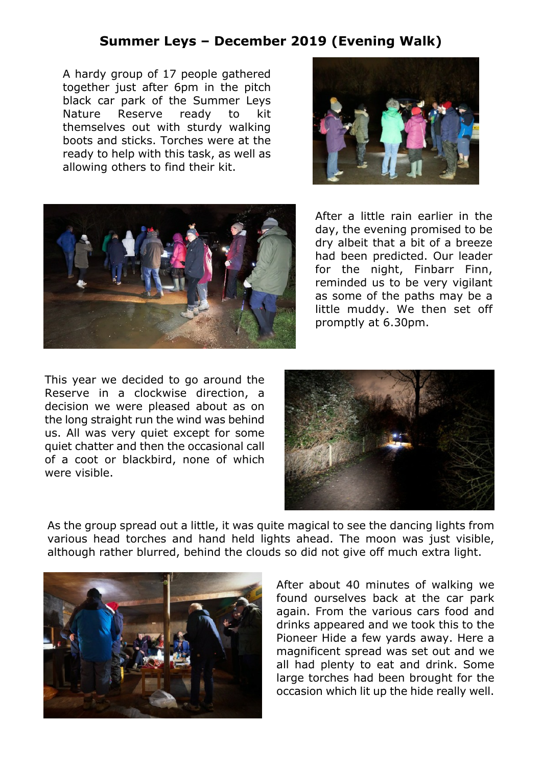## Summer Leys – December 2019 (Evening Walk)

A hardy group of 17 people gathered together just after 6pm in the pitch black car park of the Summer Leys Nature Reserve ready to kit themselves out with sturdy walking boots and sticks. Torches were at the ready to help with this task, as well as allowing others to find their kit.

After a little rain earlier in the day, the evening promised to be dry albeit that a bit of a breeze had been predicted. Our leader for the night, Finbarr Finn, reminded us to be very vigilant as some of the paths may be a little muddy. We then set off promptly at 6.30pm.

This year we decided to go around the Reserve in a clockwise direction, a decision we were pleased about as on the long straight run the wind was behind us. All was very quiet except for some quiet chatter and then the occasional call of a coot or blackbird, none of which were visible.

As the group spread out a little, it was quite magical to see the dancing lights from various head torches and hand held lights ahead. The moon was just visible, although rather blurred, behind the clouds so did not give off much extra light.

After about 40 minutes of walking we found ourselves back at the car park again. From the various cars food and drinks appeared and we took this to the Pioneer Hide a few yards away. Here a magnificent spread was set out and we all had plenty to eat and drink. Some large torches had been brought for the occasion which lit up the hide really well.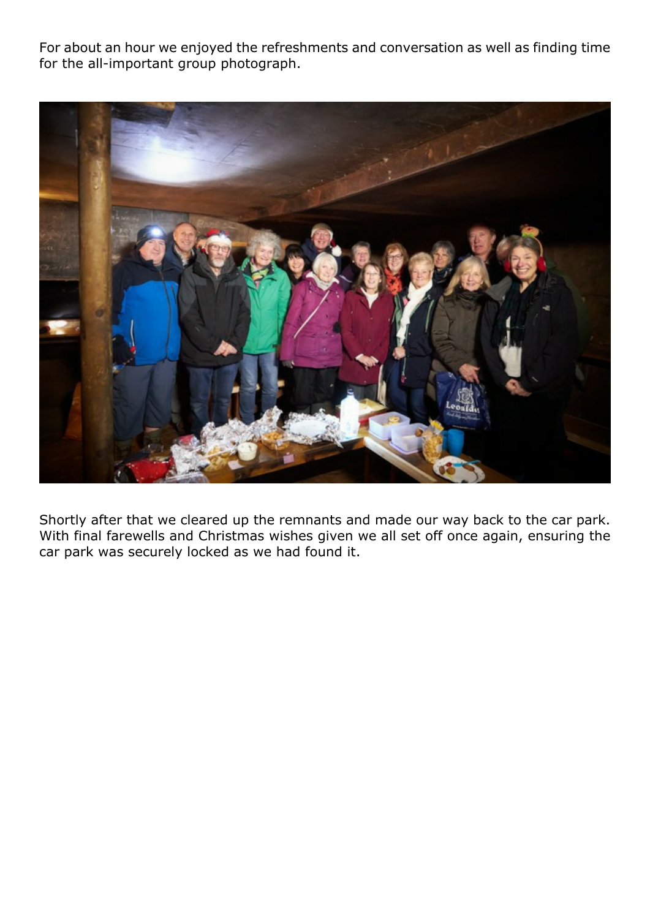For about an hour we enjoyed the refreshments and conversation as well as finding time for the all-important group photograph.

Shortly after that we cleared up the remnants and made our way back to the car park. With final farewells and Christmas wishes given we all set off once again, ensuring the car park was securely locked as we had found it.